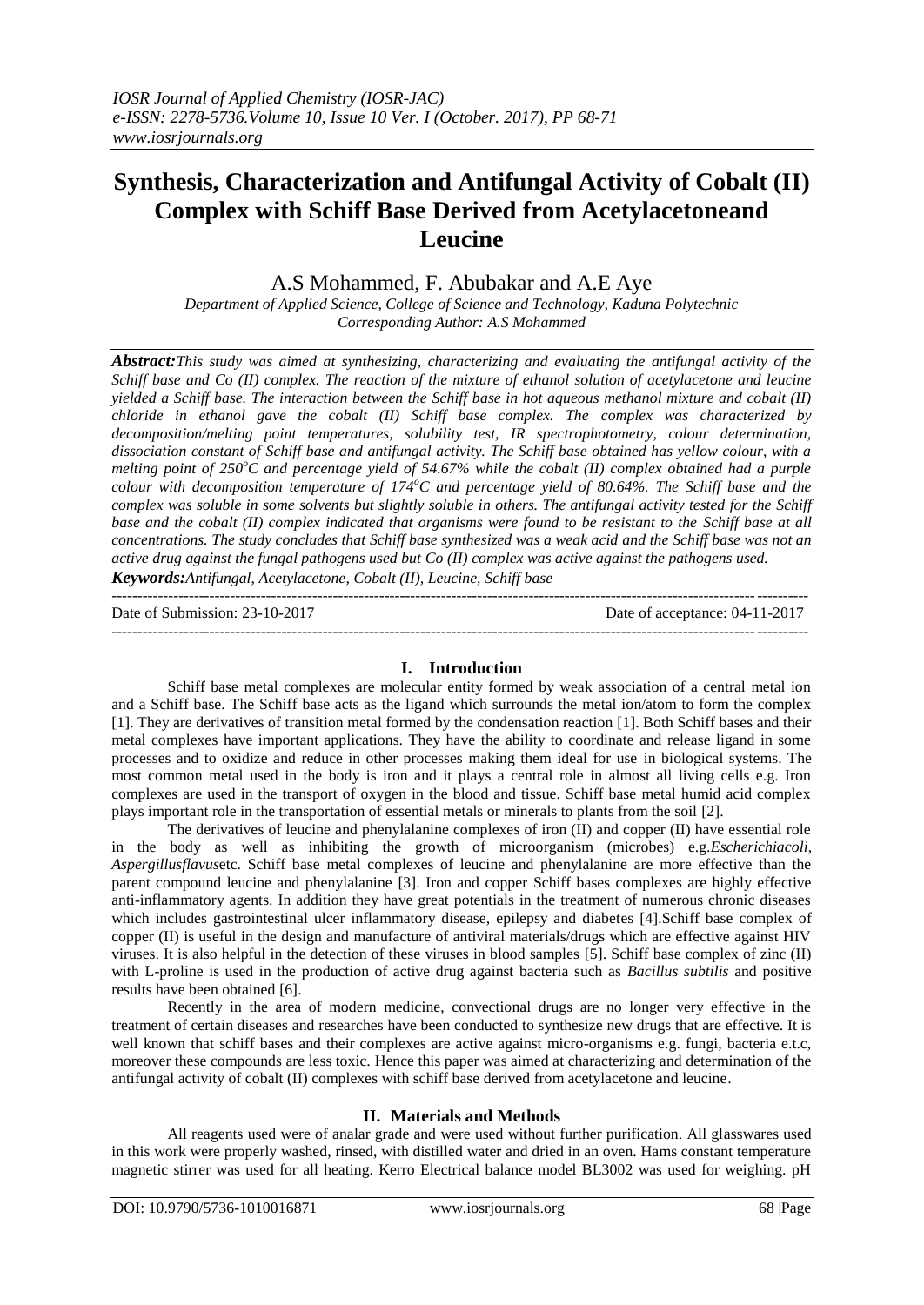# Synthesis, Characterization and Antifungal Activity of Cobalt (II) Complex with Schiff Base Derived from Acetylacetoneand Leucine

A.S Mohammed, F. Abubakar and A.E Aye

*Department of Applied Science, College of Science and Technology, Kaduna Polytechnic*
*Corresponding Author: A.S Mohammed*

***Abstract:*** *This study was aimed at synthesizing, characterizing and evaluating the antifungal activity of the Schiff base and Co (II) complex. The reaction of the mixture of ethanol solution of acetylacetone and leucine yielded a Schiff base. The interaction between the Schiff base in hot aqueous methanol mixture and cobalt (II) chloride in ethanol gave the cobalt (II) Schiff base complex. The complex was characterized by decomposition/melting point temperatures, solubility test, IR spectrophotometry, colour determination, dissociation constant of Schiff base and antifungal activity. The Schiff base obtained has yellow colour, with a melting point of 250°C and percentage yield of 54.67% while the cobalt (II) complex obtained had a purple colour with decomposition temperature of 174°C and percentage yield of 80.64%. The Schiff base and the complex was soluble in some solvents but slightly soluble in others. The antifungal activity tested for the Schiff base and the cobalt (II) complex indicated that organisms were found to be resistant to the Schiff base at all concentrations. The study concludes that Schiff base synthesized was a weak acid and the Schiff base was not an active drug against the fungal pathogens used but Co (II) complex was active against the pathogens used.*

***Keywords:*** *Antifungal, Acetylacetone, Cobalt (II), Leucine, Schiff base*

Date of Submission: 23-10-2017 | Date of acceptance: 04-11-2017

## I. Introduction

Schiff base metal complexes are molecular entity formed by weak association of a central metal ion and a Schiff base. The Schiff base acts as the ligand which surrounds the metal ion/atom to form the complex [1]. They are derivatives of transition metal formed by the condensation reaction [1]. Both Schiff bases and their metal complexes have important applications. They have the ability to coordinate and release ligand in some processes and to oxidize and reduce in other processes making them ideal for use in biological systems. The most common metal used in the body is iron and it plays a central role in almost all living cells e.g. Iron complexes are used in the transport of oxygen in the blood and tissue. Schiff base metal humid acid complex plays important role in the transportation of essential metals or minerals to plants from the soil [2].

The derivatives of leucine and phenylalanine complexes of iron (II) and copper (II) have essential role in the body as well as inhibiting the growth of microorganism (microbes) e.g.*Escherichiacoli*, *Aspergillusflavus*etc. Schiff base metal complexes of leucine and phenylalanine are more effective than the parent compound leucine and phenylalanine [3]. Iron and copper Schiff bases complexes are highly effective anti-inflammatory agents. In addition they have great potentials in the treatment of numerous chronic diseases which includes gastrointestinal ulcer inflammatory disease, epilepsy and diabetes [4].Schiff base complex of copper (II) is useful in the design and manufacture of antiviral materials/drugs which are effective against HIV viruses. It is also helpful in the detection of these viruses in blood samples [5]. Schiff base complex of zinc (II) with L-proline is used in the production of active drug against bacteria such as *Bacillus subtilis* and positive results have been obtained [6].

Recently in the area of modern medicine, convectional drugs are no longer very effective in the treatment of certain diseases and researches have been conducted to synthesize new drugs that are effective. It is well known that schiff bases and their complexes are active against micro-organisms e.g. fungi, bacteria e.t.c, moreover these compounds are less toxic. Hence this paper was aimed at characterizing and determination of the antifungal activity of cobalt (II) complexes with schiff base derived from acetylacetone and leucine.

## II. Materials and Methods

All reagents used were of analar grade and were used without further purification. All glasswares used in this work were properly washed, rinsed, with distilled water and dried in an oven. Hams constant temperature magnetic stirrer was used for all heating. Kerro Electrical balance model BL3002 was used for weighing. pH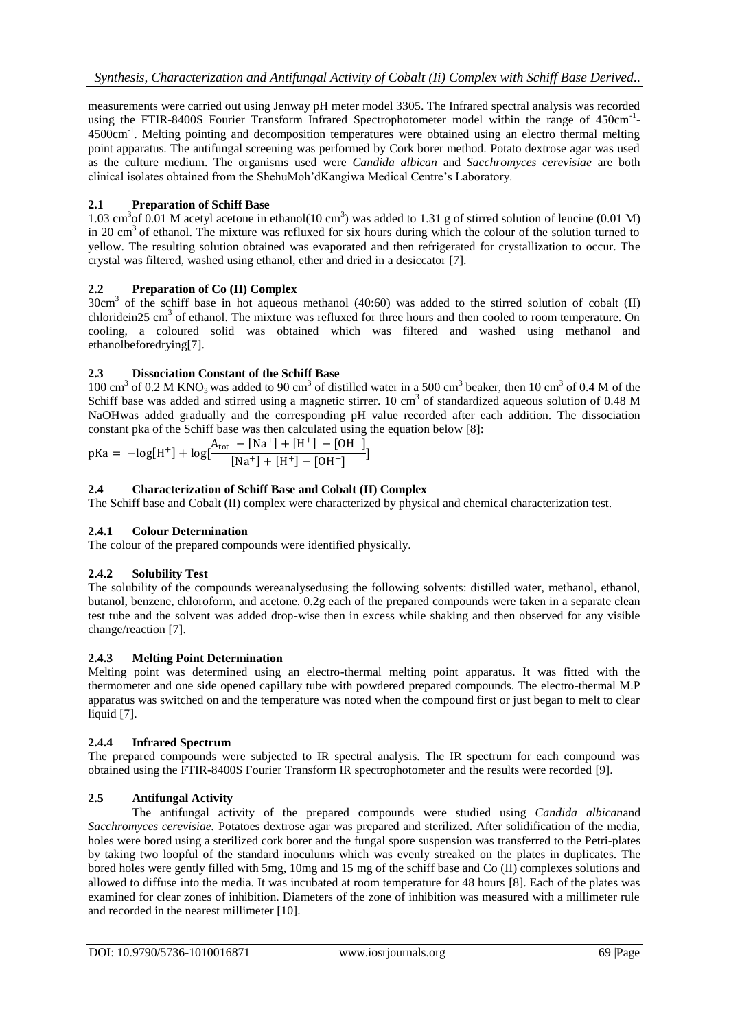measurements were carried out using Jenway pH meter model 3305. The Infrared spectral analysis was recorded using the FTIR-8400S Fourier Transform Infrared Spectrophotometer model within the range of 450cm$^{-1}$-4500cm$^{-1}$. Melting pointing and decomposition temperatures were obtained using an electro thermal melting point apparatus. The antifungal screening was performed by Cork borer method. Potato dextrose agar was used as the culture medium. The organisms used were *Candida albican* and *Sacchromyces cerevisiae* are both clinical isolates obtained from the ShehuMoh'dKangiwa Medical Centre's Laboratory.

## 2.1 Preparation of Schiff Base

1.03 cm$^3$of 0.01 M acetyl acetone in ethanol(10 cm$^3$) was added to 1.31 g of stirred solution of leucine (0.01 M) in 20 cm$^3$ of ethanol. The mixture was refluxed for six hours during which the colour of the solution turned to yellow. The resulting solution obtained was evaporated and then refrigerated for crystallization to occur. The crystal was filtered, washed using ethanol, ether and dried in a desiccator [7].

## 2.2 Preparation of Co (II) Complex

30cm$^3$ of the schiff base in hot aqueous methanol (40:60) was added to the stirred solution of cobalt (II) chloridein25 cm$^3$ of ethanol. The mixture was refluxed for three hours and then cooled to room temperature. On cooling, a coloured solid was obtained which was filtered and washed using methanol and ethanolbeforedrying[7].

## 2.3 Dissociation Constant of the Schiff Base

100 cm$^3$ of 0.2 M $KNO_3$ was added to 90 cm$^3$ of distilled water in a 500 cm$^3$ beaker, then 10 cm$^3$ of 0.4 M of the Schiff base was added and stirred using a magnetic stirrer. 10 cm$^3$ of standardized aqueous solution of 0.48 M NaOHwas added gradually and the corresponding pH value recorded after each addition. The dissociation constant pka of the Schiff base was then calculated using the equation below [8]:

$$\mathrm{pKa} = -\log[\mathrm{H}^+] + \log\left[\frac{\mathrm{A_{tot}} - [\mathrm{Na}^+] + [\mathrm{H}^+] - [\mathrm{OH}^-]}{[\mathrm{Na}^+] + [\mathrm{H}^+] - [\mathrm{OH}^-]}\right]$$

## 2.4 Characterization of Schiff Base and Cobalt (II) Complex

The Schiff base and Cobalt (II) complex were characterized by physical and chemical characterization test.

### 2.4.1 Colour Determination

The colour of the prepared compounds were identified physically.

### 2.4.2 Solubility Test

The solubility of the compounds wereanalysedusing the following solvents: distilled water, methanol, ethanol, butanol, benzene, chloroform, and acetone. 0.2g each of the prepared compounds were taken in a separate clean test tube and the solvent was added drop-wise then in excess while shaking and then observed for any visible change/reaction [7].

### 2.4.3 Melting Point Determination

Melting point was determined using an electro-thermal melting point apparatus. It was fitted with the thermometer and one side opened capillary tube with powdered prepared compounds. The electro-thermal M.P apparatus was switched on and the temperature was noted when the compound first or just began to melt to clear liquid [7].

### 2.4.4 Infrared Spectrum

The prepared compounds were subjected to IR spectral analysis. The IR spectrum for each compound was obtained using the FTIR-8400S Fourier Transform IR spectrophotometer and the results were recorded [9].

## 2.5 Antifungal Activity

The antifungal activity of the prepared compounds were studied using *Candida albican*and *Sacchromyces cerevisiae.* Potatoes dextrose agar was prepared and sterilized. After solidification of the media, holes were bored using a sterilized cork borer and the fungal spore suspension was transferred to the Petri-plates by taking two loopful of the standard inoculums which was evenly streaked on the plates in duplicates. The bored holes were gently filled with 5mg, 10mg and 15 mg of the schiff base and Co (II) complexes solutions and allowed to diffuse into the media. It was incubated at room temperature for 48 hours [8]. Each of the plates was examined for clear zones of inhibition. Diameters of the zone of inhibition was measured with a millimeter rule and recorded in the nearest millimeter [10].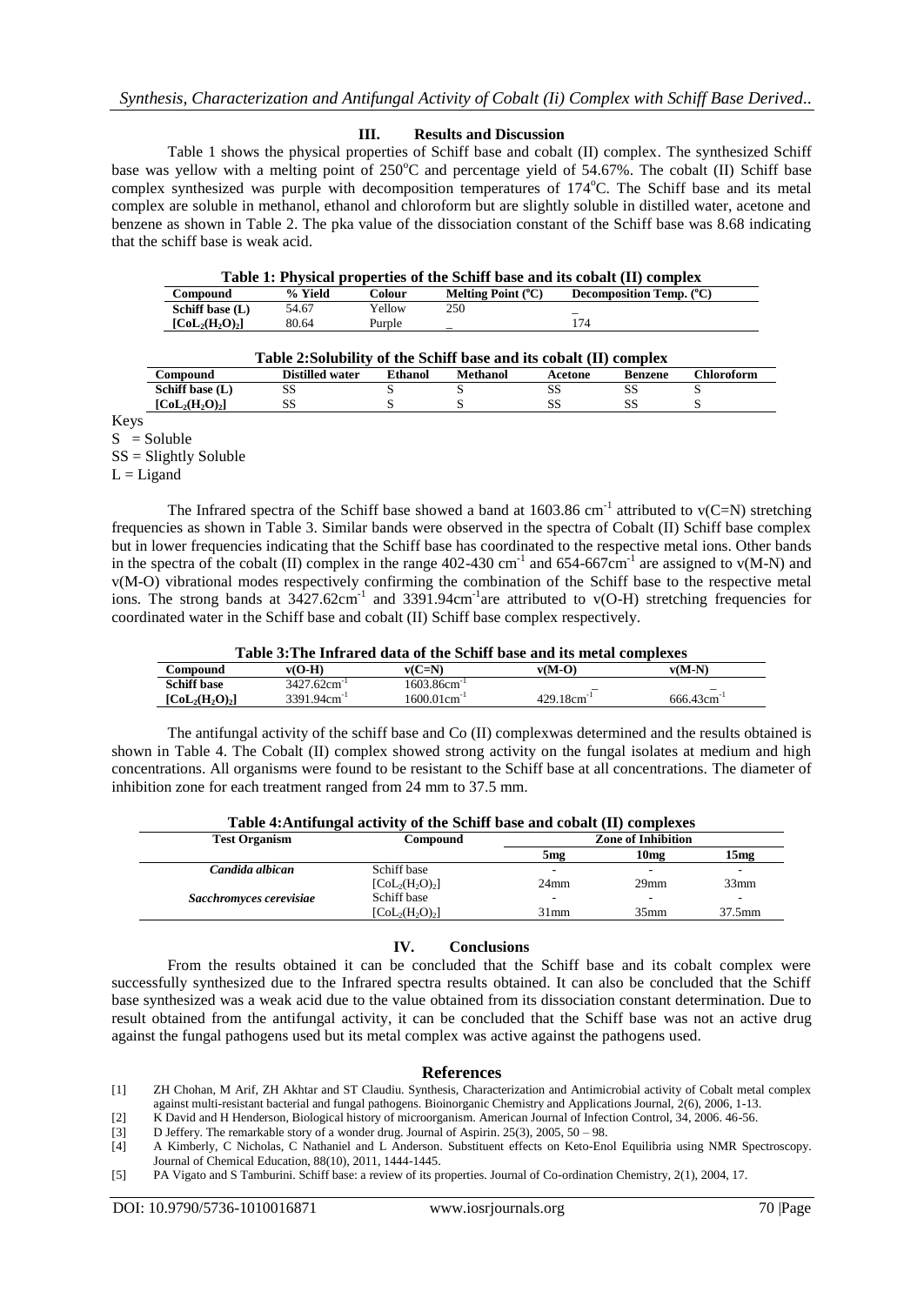## III. Results and Discussion

Table 1 shows the physical properties of Schiff base and cobalt (II) complex. The synthesized Schiff base was yellow with a melting point of 250°C and percentage yield of 54.67%. The cobalt (II) Schiff base complex synthesized was purple with decomposition temperatures of 174°C. The Schiff base and its metal complex are soluble in methanol, ethanol and chloroform but are slightly soluble in distilled water, acetone and benzene as shown in Table 2. The pka value of the dissociation constant of the Schiff base was 8.68 indicating that the schiff base is weak acid.

**Table 1: Physical properties of the Schiff base and its cobalt (II) complex**

| Compound | % Yield | Colour | Melting Point (°C) | Decomposition Temp. (°C) |
|---|---|---|---|---|
| Schiff base (L) | 54.67 | Yellow | 250 | _ |
| $[CoL_2(H_2O)_2]$ | 80.64 | Purple | _ | 174 |

**Table 2:Solubility of the Schiff base and its cobalt (II) complex**

| Compound | Distilled water | Ethanol | Methanol | Acetone | Benzene | Chloroform |
|---|---|---|---|---|---|---|
| Schiff base (L) | SS | S | S | SS | SS | S |
| $[CoL_2(H_2O)_2]$ | SS | S | S | SS | SS | S |

Keys
S = Soluble
SS = Slightly Soluble
L = Ligand

The Infrared spectra of the Schiff base showed a band at 1603.86 $cm^{-1}$ attributed to v(C=N) stretching frequencies as shown in Table 3. Similar bands were observed in the spectra of Cobalt (II) Schiff base complex but in lower frequencies indicating that the Schiff base has coordinated to the respective metal ions. Other bands in the spectra of the cobalt (II) complex in the range 402-430 $cm^{-1}$ and 654-667$cm^{-1}$ are assigned to v(M-N) and v(M-O) vibrational modes respectively confirming the combination of the Schiff base to the respective metal ions. The strong bands at 3427.62$cm^{-1}$ and 3391.94$cm^{-1}$are attributed to v(O-H) stretching frequencies for coordinated water in the Schiff base and cobalt (II) Schiff base complex respectively.

**Table 3:The Infrared data of the Schiff base and its metal complexes**

| Compound | v(O-H) | v(C=N) | v(M-O) | v(M-N) |
|---|---|---|---|---|
| Schiff base | 3427.62$cm^{-1}$ | 1603.86$cm^{-1}$ | _ | _ |
| $[CoL_2(H_2O)_2]$ | 3391.94$cm^{-1}$ | 1600.01$cm^{-1}$ | 429.18$cm^{-1}$ | 666.43$cm^{-1}$ |

The antifungal activity of the schiff base and Co (II) complexwas determined and the results obtained is shown in Table 4. The Cobalt (II) complex showed strong activity on the fungal isolates at medium and high concentrations. All organisms were found to be resistant to the Schiff base at all concentrations. The diameter of inhibition zone for each treatment ranged from 24 mm to 37.5 mm.

**Table 4:Antifungal activity of the Schiff base and cobalt (II) complexes**

| Test Organism | Compound | Zone of Inhibition | | |
|---|---|---|---|---|
| | | 5mg | 10mg | 15mg |
| *Candida albican* | Schiff base | - | - | - |
| | $[CoL_2(H_2O)_2]$ | 24mm | 29mm | 33mm |
| *Sacchromyces cerevisiae* | Schiff base | - | - | - |
| | $[CoL_2(H_2O)_2]$ | 31mm | 35mm | 37.5mm |

## IV. Conclusions

From the results obtained it can be concluded that the Schiff base and its cobalt complex were successfully synthesized due to the Infrared spectra results obtained. It can also be concluded that the Schiff base synthesized was a weak acid due to the value obtained from its dissociation constant determination. Due to result obtained from the antifungal activity, it can be concluded that the Schiff base was not an active drug against the fungal pathogens used but its metal complex was active against the pathogens used.

## References

[1] ZH Chohan, M Arif, ZH Akhtar and ST Claudiu. Synthesis, Characterization and Antimicrobial activity of Cobalt metal complex against multi-resistant bacterial and fungal pathogens. Bioinorganic Chemistry and Applications Journal, 2(6), 2006, 1-13.
[2] K David and H Henderson, Biological history of microorganism. American Journal of Infection Control, 34, 2006. 46-56.
[3] D Jeffery. The remarkable story of a wonder drug. Journal of Aspirin. 25(3), 2005, 50 – 98.
[4] A Kimberly, C Nicholas, C Nathaniel and L Anderson. Substituent effects on Keto-Enol Equilibria using NMR Spectroscopy. Journal of Chemical Education, 88(10), 2011, 1444-1445.
[5] PA Vigato and S Tamburini. Schiff base: a review of its properties. Journal of Co-ordination Chemistry, 2(1), 2004, 17.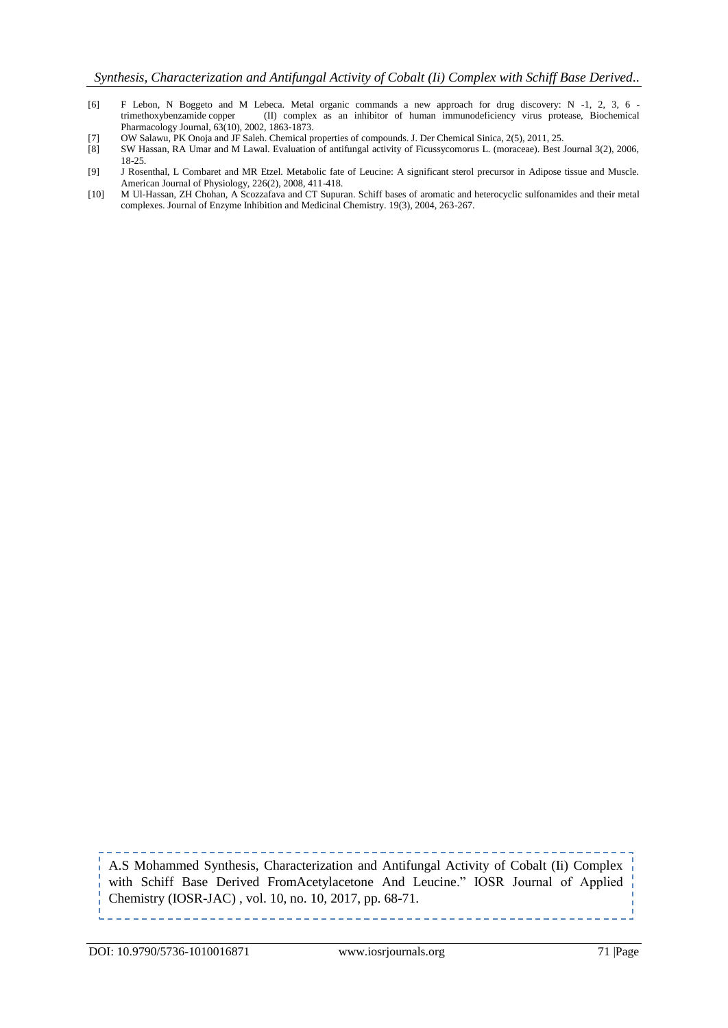[6] F Lebon, N Boggeto and M Lebeca. Metal organic commands a new approach for drug discovery: N -1, 2, 3, 6 - trimethoxybenzamide copper (II) complex as an inhibitor of human immunodeficiency virus protease, Biochemical Pharmacology Journal, 63(10), 2002, 1863-1873.

[7] OW Salawu, PK Onoja and JF Saleh. Chemical properties of compounds. J. Der Chemical Sinica, 2(5), 2011, 25.

[8] SW Hassan, RA Umar and M Lawal. Evaluation of antifungal activity of Ficussycomorus L. (moraceae). Best Journal 3(2), 2006, 18-25.

[9] J Rosenthal, L Combaret and MR Etzel. Metabolic fate of Leucine: A significant sterol precursor in Adipose tissue and Muscle. American Journal of Physiology, 226(2), 2008, 411-418.

[10] M Ul-Hassan, ZH Chohan, A Scozzafava and CT Supuran. Schiff bases of aromatic and heterocyclic sulfonamides and their metal complexes. Journal of Enzyme Inhibition and Medicinal Chemistry. 19(3), 2004, 263-267.

A.S Mohammed Synthesis, Characterization and Antifungal Activity of Cobalt (Ii) Complex with Schiff Base Derived FromAcetylacetone And Leucine." IOSR Journal of Applied Chemistry (IOSR-JAC) , vol. 10, no. 10, 2017, pp. 68-71.